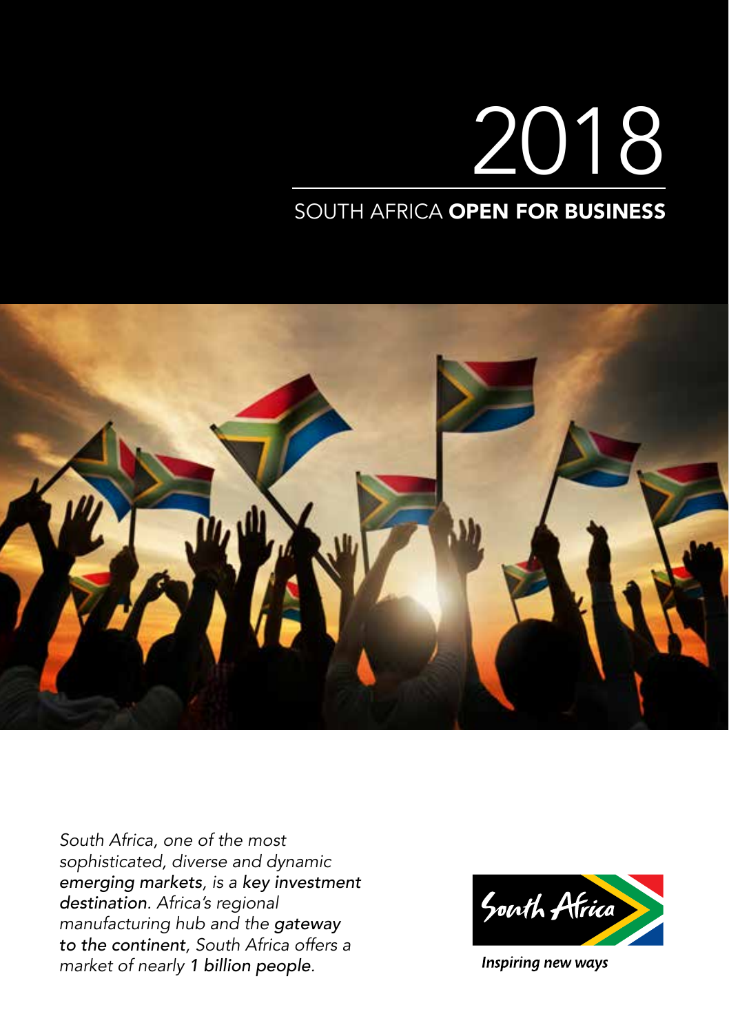# 2018

## SOUTH AFRICA **OPEN FOR BUSINESS**

*South Africa, one of the most sophisticated, diverse and dynamic* ***emerging markets****, is a* ***key investment destination****. Africa's regional manufacturing hub and the* ***gateway to the continent****, South Africa offers a market of nearly* ***1 billion people****.*

South Africa

*Inspiring new ways*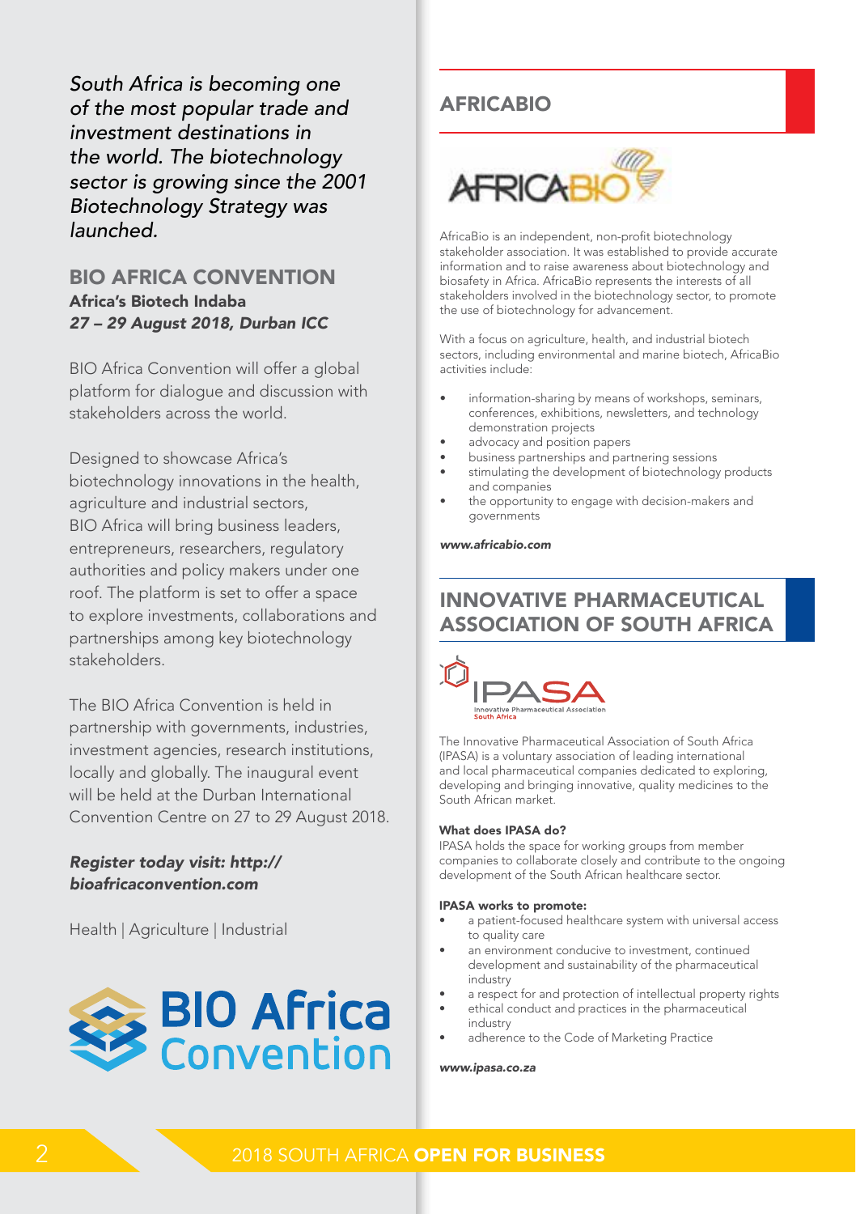*South Africa is becoming one of the most popular trade and investment destinations in the world. The biotechnology sector is growing since the 2001 Biotechnology Strategy was launched.*

## BIO AFRICA CONVENTION

**Africa's Biotech Indaba**

***27 – 29 August 2018, Durban ICC***

BIO Africa Convention will offer a global platform for dialogue and discussion with stakeholders across the world.

Designed to showcase Africa's biotechnology innovations in the health, agriculture and industrial sectors, BIO Africa will bring business leaders, entrepreneurs, researchers, regulatory authorities and policy makers under one roof. The platform is set to offer a space to explore investments, collaborations and partnerships among key biotechnology stakeholders.

The BIO Africa Convention is held in partnership with governments, industries, investment agencies, research institutions, locally and globally. The inaugural event will be held at the Durban International Convention Centre on 27 to 29 August 2018.

***Register today visit: http://bioafricaconvention.com***

Health | Agriculture | Industrial

BIO Africa Convention

## AFRICABIO

AfricaBio is an independent, non-profit biotechnology stakeholder association. It was established to provide accurate information and to raise awareness about biotechnology and biosafety in Africa. AfricaBio represents the interests of all stakeholders involved in the biotechnology sector, to promote the use of biotechnology for advancement.

With a focus on agriculture, health, and industrial biotech sectors, including environmental and marine biotech, AfricaBio activities include:

- information-sharing by means of workshops, seminars, conferences, exhibitions, newsletters, and technology demonstration projects
- advocacy and position papers
- business partnerships and partnering sessions
- stimulating the development of biotechnology products and companies
- the opportunity to engage with decision-makers and governments

***www.africabio.com***

## INNOVATIVE PHARMACEUTICAL ASSOCIATION OF SOUTH AFRICA

IPASA Innovative Pharmaceutical Association South Africa

The Innovative Pharmaceutical Association of South Africa (IPASA) is a voluntary association of leading international and local pharmaceutical companies dedicated to exploring, developing and bringing innovative, quality medicines to the South African market.

**What does IPASA do?**

IPASA holds the space for working groups from member companies to collaborate closely and contribute to the ongoing development of the South African healthcare sector.

**IPASA works to promote:**

- a patient-focused healthcare system with universal access to quality care
- an environment conducive to investment, continued development and sustainability of the pharmaceutical industry
- a respect for and protection of intellectual property rights
- ethical conduct and practices in the pharmaceutical industry
- adherence to the Code of Marketing Practice

***www.ipasa.co.za***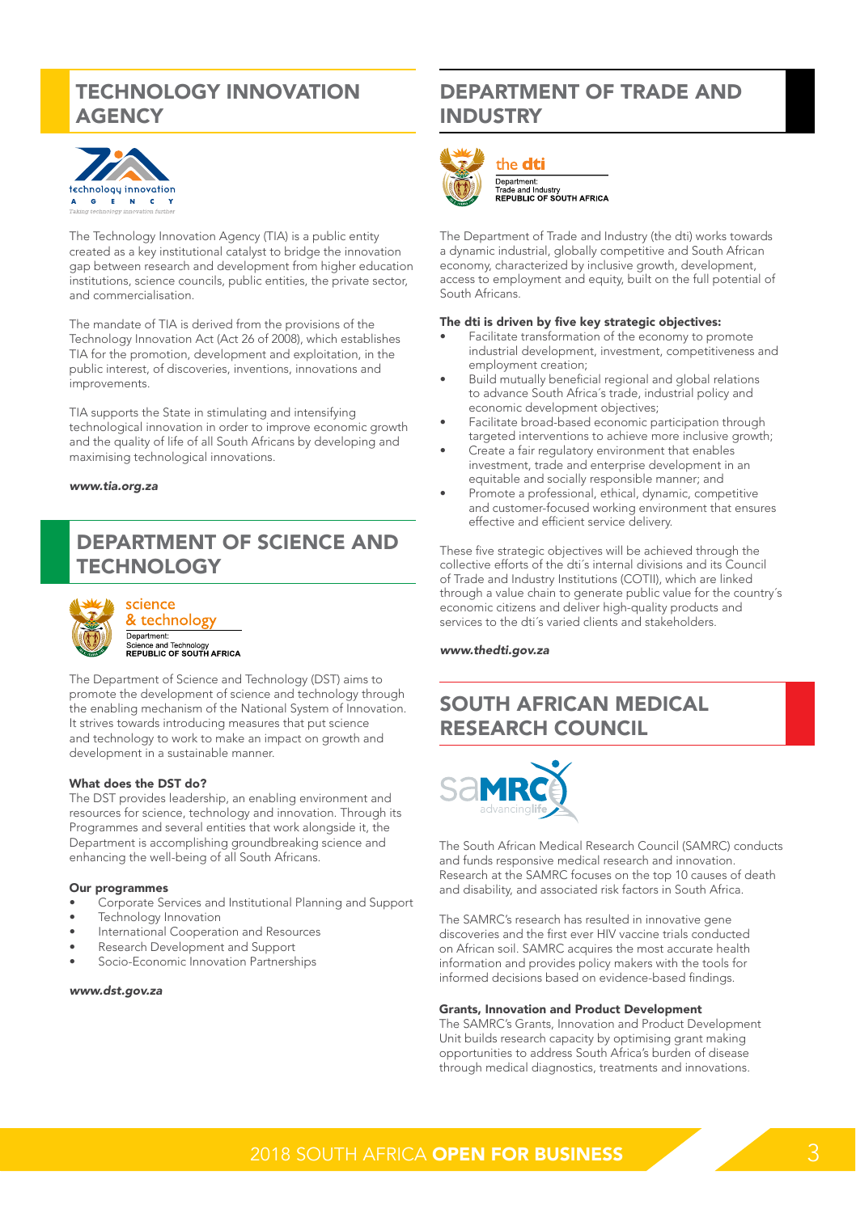## TECHNOLOGY INNOVATION AGENCY

The Technology Innovation Agency (TIA) is a public entity created as a key institutional catalyst to bridge the innovation gap between research and development from higher education institutions, science councils, public entities, the private sector, and commercialisation.

The mandate of TIA is derived from the provisions of the Technology Innovation Act (Act 26 of 2008), which establishes TIA for the promotion, development and exploitation, in the public interest, of discoveries, inventions, innovations and improvements.

TIA supports the State in stimulating and intensifying technological innovation in order to improve economic growth and the quality of life of all South Africans by developing and maximising technological innovations.

***www.tia.org.za***

## DEPARTMENT OF SCIENCE AND TECHNOLOGY

The Department of Science and Technology (DST) aims to promote the development of science and technology through the enabling mechanism of the National System of Innovation. It strives towards introducing measures that put science and technology to work to make an impact on growth and development in a sustainable manner.

**What does the DST do?**
The DST provides leadership, an enabling environment and resources for science, technology and innovation. Through its Programmes and several entities that work alongside it, the Department is accomplishing groundbreaking science and enhancing the well-being of all South Africans.

**Our programmes**

- Corporate Services and Institutional Planning and Support
- Technology Innovation
- International Cooperation and Resources
- Research Development and Support
- Socio-Economic Innovation Partnerships

***www.dst.gov.za***

## DEPARTMENT OF TRADE AND INDUSTRY

The Department of Trade and Industry (the dti) works towards a dynamic industrial, globally competitive and South African economy, characterized by inclusive growth, development, access to employment and equity, built on the full potential of South Africans.

**The dti is driven by five key strategic objectives:**

- Facilitate transformation of the economy to promote industrial development, investment, competitiveness and employment creation;
- Build mutually beneficial regional and global relations to advance South Africa´s trade, industrial policy and economic development objectives;
- Facilitate broad-based economic participation through targeted interventions to achieve more inclusive growth;
- Create a fair regulatory environment that enables investment, trade and enterprise development in an equitable and socially responsible manner; and
- Promote a professional, ethical, dynamic, competitive and customer-focused working environment that ensures effective and efficient service delivery.

These five strategic objectives will be achieved through the collective efforts of the dti´s internal divisions and its Council of Trade and Industry Institutions (COTII), which are linked through a value chain to generate public value for the country´s economic citizens and deliver high-quality products and services to the dti´s varied clients and stakeholders.

***www.thedti.gov.za***

## SOUTH AFRICAN MEDICAL RESEARCH COUNCIL

The South African Medical Research Council (SAMRC) conducts and funds responsive medical research and innovation. Research at the SAMRC focuses on the top 10 causes of death and disability, and associated risk factors in South Africa.

The SAMRC's research has resulted in innovative gene discoveries and the first ever HIV vaccine trials conducted on African soil. SAMRC acquires the most accurate health information and provides policy makers with the tools for informed decisions based on evidence-based findings.

**Grants, Innovation and Product Development**
The SAMRC's Grants, Innovation and Product Development Unit builds research capacity by optimising grant making opportunities to address South Africa's burden of disease through medical diagnostics, treatments and innovations.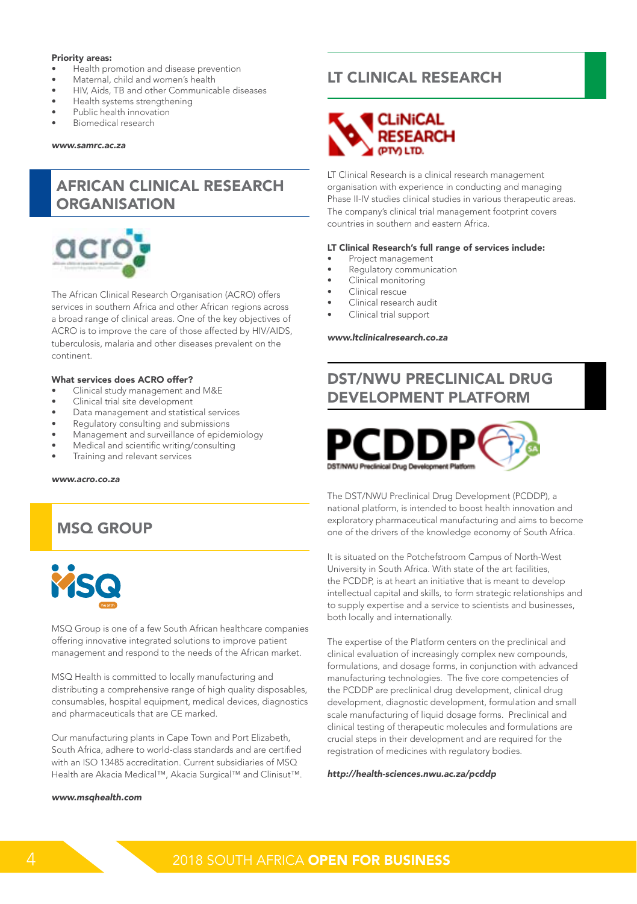**Priority areas:**

- Health promotion and disease prevention
- Maternal, child and women's health
- HIV, Aids, TB and other Communicable diseases
- Health systems strengthening
- Public health innovation
- Biomedical research

***www.samrc.ac.za***

## AFRICAN CLINICAL RESEARCH ORGANISATION

The African Clinical Research Organisation (ACRO) offers services in southern Africa and other African regions across a broad range of clinical areas. One of the key objectives of ACRO is to improve the care of those affected by HIV/AIDS, tuberculosis, malaria and other diseases prevalent on the continent.

**What services does ACRO offer?**

- Clinical study management and M&E
- Clinical trial site development
- Data management and statistical services
- Regulatory consulting and submissions
- Management and surveillance of epidemiology
- Medical and scientific writing/consulting
- Training and relevant services

***www.acro.co.za***

## MSQ GROUP

MSQ Group is one of a few South African healthcare companies offering innovative integrated solutions to improve patient management and respond to the needs of the African market.

MSQ Health is committed to locally manufacturing and distributing a comprehensive range of high quality disposables, consumables, hospital equipment, medical devices, diagnostics and pharmaceuticals that are CE marked.

Our manufacturing plants in Cape Town and Port Elizabeth, South Africa, adhere to world-class standards and are certified with an ISO 13485 accreditation. Current subsidiaries of MSQ Health are Akacia Medical™, Akacia Surgical™ and Clinisut™.

***www.msqhealth.com***

## LT CLINICAL RESEARCH

LT Clinical Research is a clinical research management organisation with experience in conducting and managing Phase II-IV studies clinical studies in various therapeutic areas. The company's clinical trial management footprint covers countries in southern and eastern Africa.

**LT Clinical Research's full range of services include:**

- Project management
- Regulatory communication
- Clinical monitoring
- Clinical rescue
- Clinical research audit
- Clinical trial support

***www.ltclinicalresearch.co.za***

## DST/NWU PRECLINICAL DRUG DEVELOPMENT PLATFORM

The DST/NWU Preclinical Drug Development (PCDDP), a national platform, is intended to boost health innovation and exploratory pharmaceutical manufacturing and aims to become one of the drivers of the knowledge economy of South Africa.

It is situated on the Potchefstroom Campus of North-West University in South Africa. With state of the art facilities, the PCDDP, is at heart an initiative that is meant to develop intellectual capital and skills, to form strategic relationships and to supply expertise and a service to scientists and businesses, both locally and internationally.

The expertise of the Platform centers on the preclinical and clinical evaluation of increasingly complex new compounds, formulations, and dosage forms, in conjunction with advanced manufacturing technologies. The five core competencies of the PCDDP are preclinical drug development, clinical drug development, diagnostic development, formulation and small scale manufacturing of liquid dosage forms. Preclinical and clinical testing of therapeutic molecules and formulations are crucial steps in their development and are required for the registration of medicines with regulatory bodies.

***http://health-sciences.nwu.ac.za/pcddp***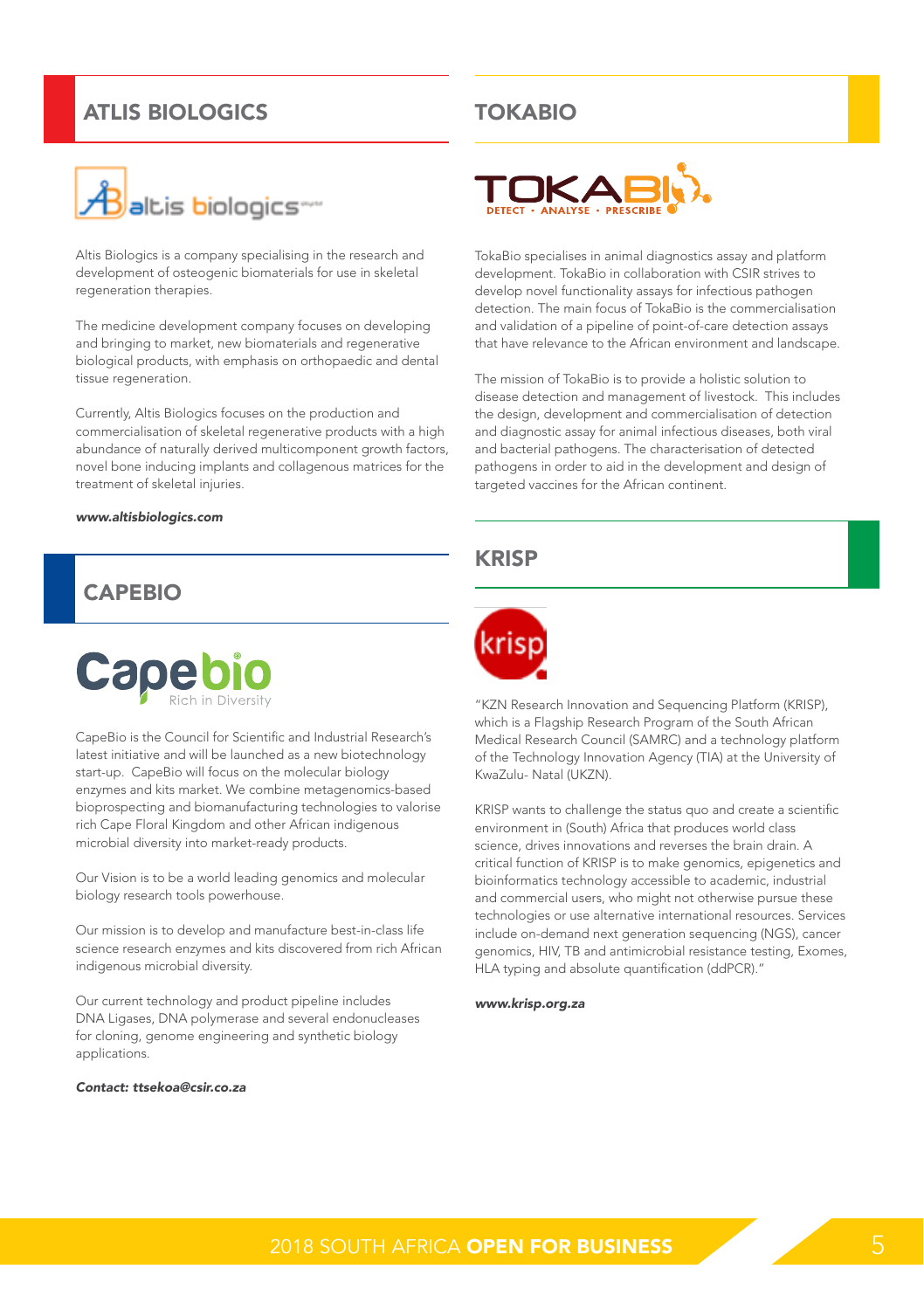## ATLIS BIOLOGICS

Altis Biologics is a company specialising in the research and development of osteogenic biomaterials for use in skeletal regeneration therapies.

The medicine development company focuses on developing and bringing to market, new biomaterials and regenerative biological products, with emphasis on orthopaedic and dental tissue regeneration.

Currently, Altis Biologics focuses on the production and commercialisation of skeletal regenerative products with a high abundance of naturally derived multicomponent growth factors, novel bone inducing implants and collagenous matrices for the treatment of skeletal injuries.

***www.altisbiologics.com***

## CAPEBIO

CapeBio is the Council for Scientific and Industrial Research's latest initiative and will be launched as a new biotechnology start-up. CapeBio will focus on the molecular biology enzymes and kits market. We combine metagenomics-based bioprospecting and biomanufacturing technologies to valorise rich Cape Floral Kingdom and other African indigenous microbial diversity into market-ready products.

Our Vision is to be a world leading genomics and molecular biology research tools powerhouse.

Our mission is to develop and manufacture best-in-class life science research enzymes and kits discovered from rich African indigenous microbial diversity.

Our current technology and product pipeline includes DNA Ligases, DNA polymerase and several endonucleases for cloning, genome engineering and synthetic biology applications.

***Contact: ttsekoa@csir.co.za***

## TOKABIO

TokaBio specialises in animal diagnostics assay and platform development. TokaBio in collaboration with CSIR strives to develop novel functionality assays for infectious pathogen detection. The main focus of TokaBio is the commercialisation and validation of a pipeline of point-of-care detection assays that have relevance to the African environment and landscape.

The mission of TokaBio is to provide a holistic solution to disease detection and management of livestock. This includes the design, development and commercialisation of detection and diagnostic assay for animal infectious diseases, both viral and bacterial pathogens. The characterisation of detected pathogens in order to aid in the development and design of targeted vaccines for the African continent.

## KRISP

"KZN Research Innovation and Sequencing Platform (KRISP), which is a Flagship Research Program of the South African Medical Research Council (SAMRC) and a technology platform of the Technology Innovation Agency (TIA) at the University of KwaZulu- Natal (UKZN).

KRISP wants to challenge the status quo and create a scientific environment in (South) Africa that produces world class science, drives innovations and reverses the brain drain. A critical function of KRISP is to make genomics, epigenetics and bioinformatics technology accessible to academic, industrial and commercial users, who might not otherwise pursue these technologies or use alternative international resources. Services include on-demand next generation sequencing (NGS), cancer genomics, HIV, TB and antimicrobial resistance testing, Exomes, HLA typing and absolute quantification (ddPCR)."

***www.krisp.org.za***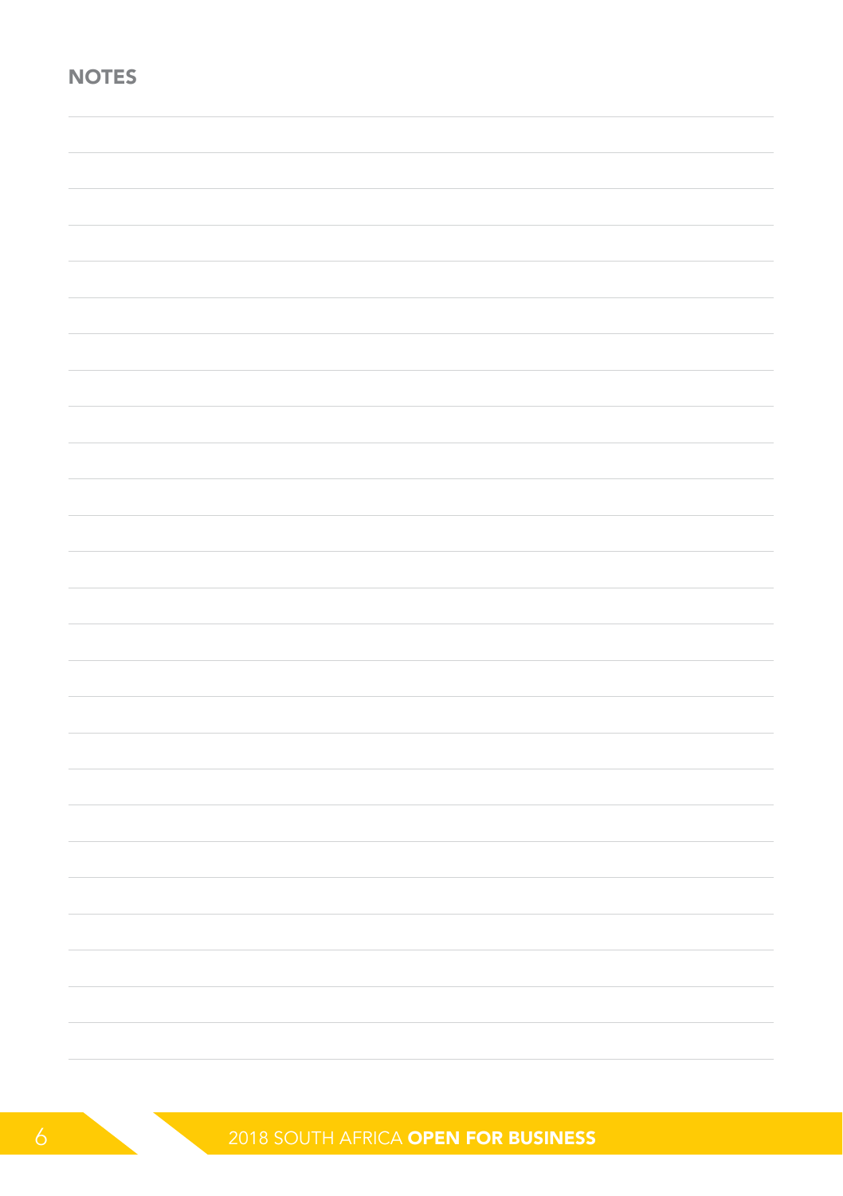## NOTES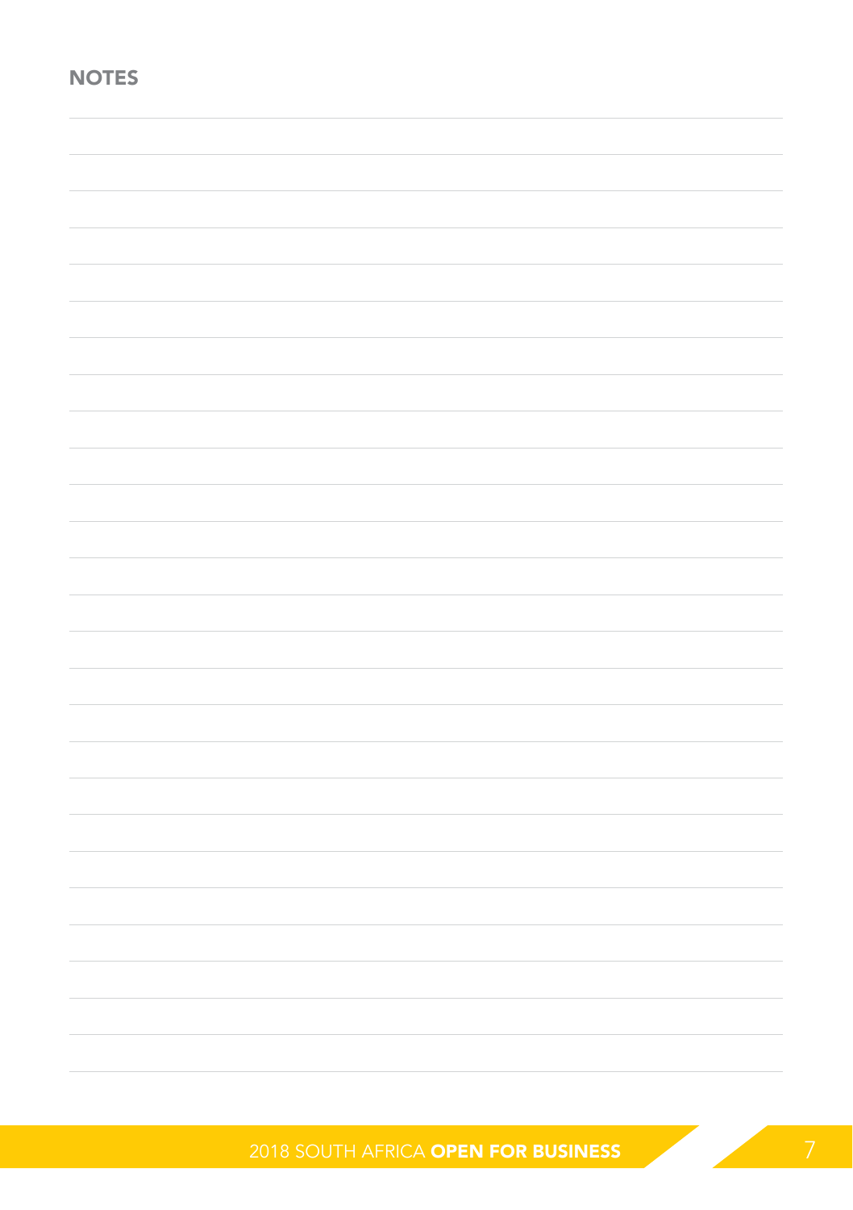## NOTES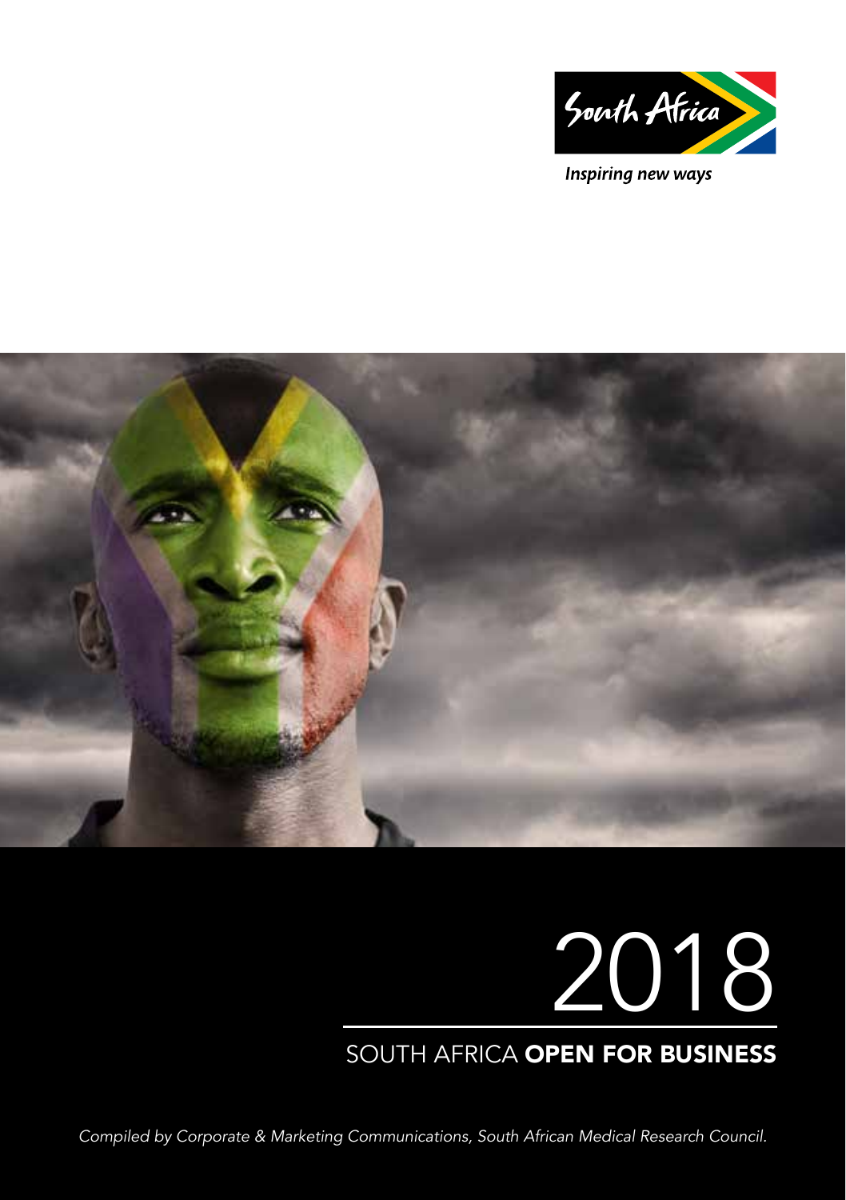South Africa

*Inspiring new ways*

# 2018

## SOUTH AFRICA **OPEN FOR BUSINESS**

*Compiled by Corporate & Marketing Communications, South African Medical Research Council.*